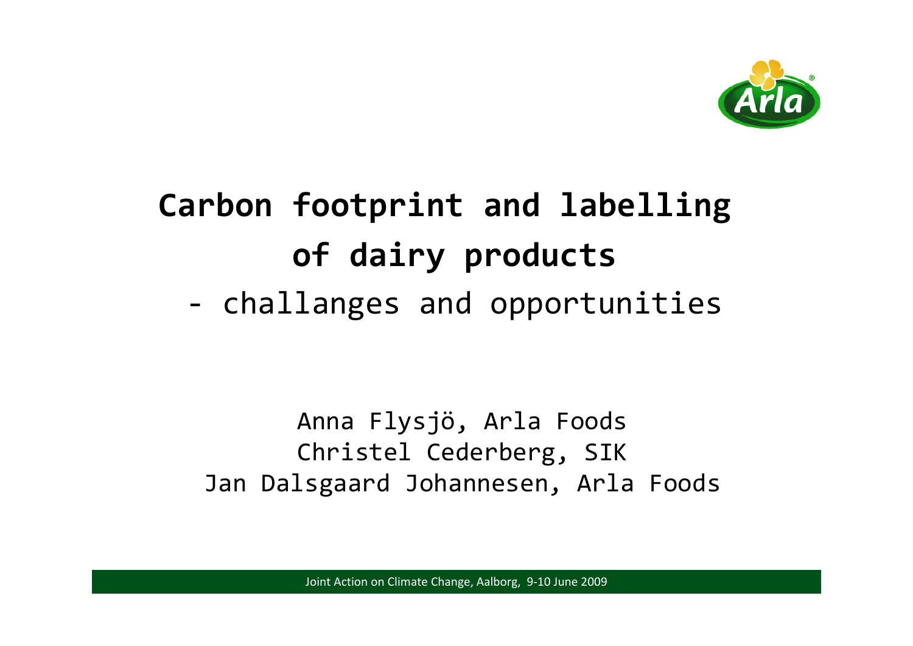# Carbon footprint and labelling of dairy products

- challanges and opportunities

Anna Flysjö, Arla Foods
Christel Cederberg, SIK
Jan Dalsgaard Johannesen, Arla Foods

Joint Action on Climate Change, Aalborg, 9-10 June 2009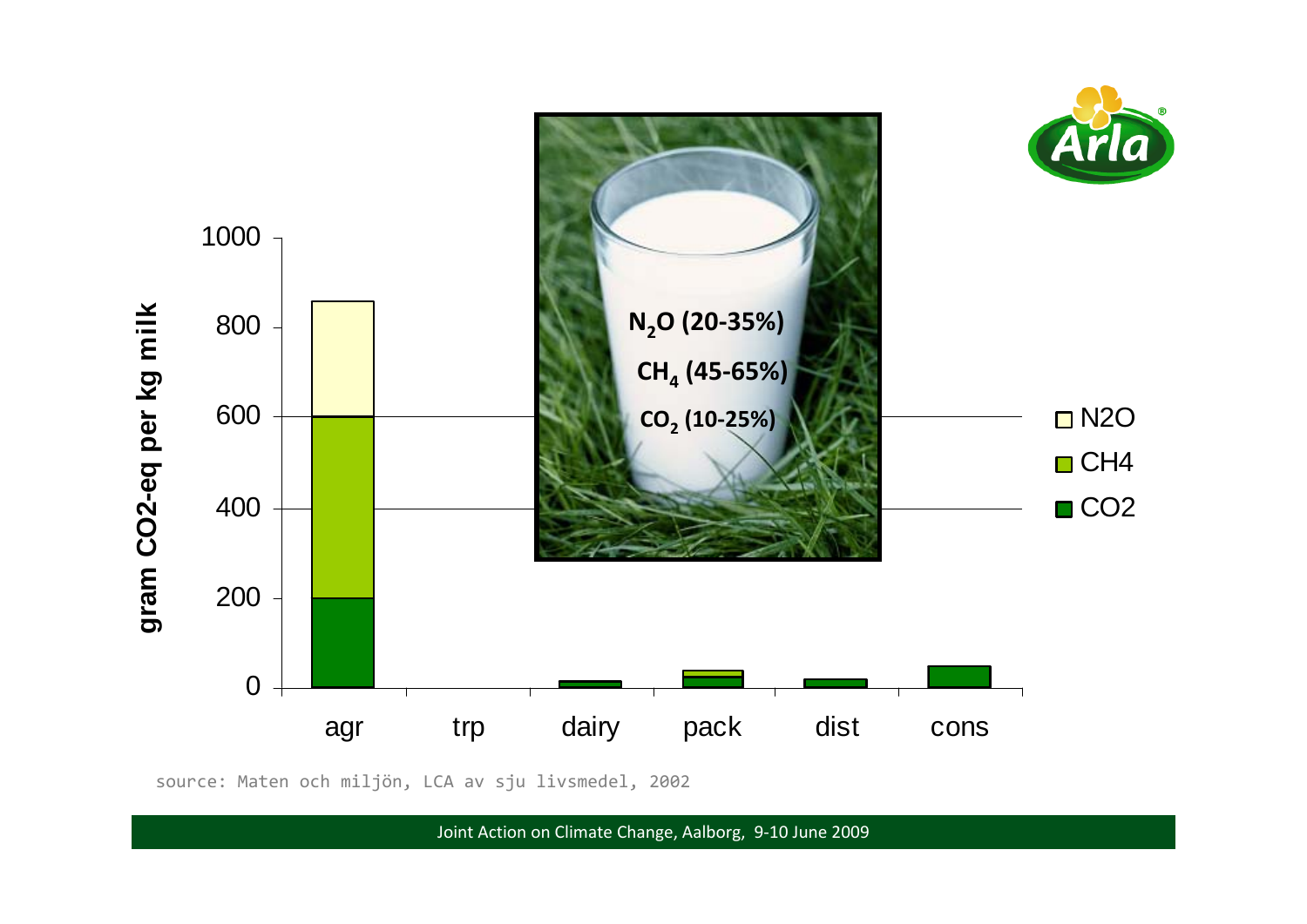N$_2$O (20-35%)

CH$_4$ (45-65%)

CO$_2$ (10-25%)

gram CO2-eq per kg milk

1000

800

600

400

200

0

agr trp dairy pack dist cons

□ N2O
■ CH4
■ CO2

source: Maten och miljön, LCA av sju livsmedel, 2002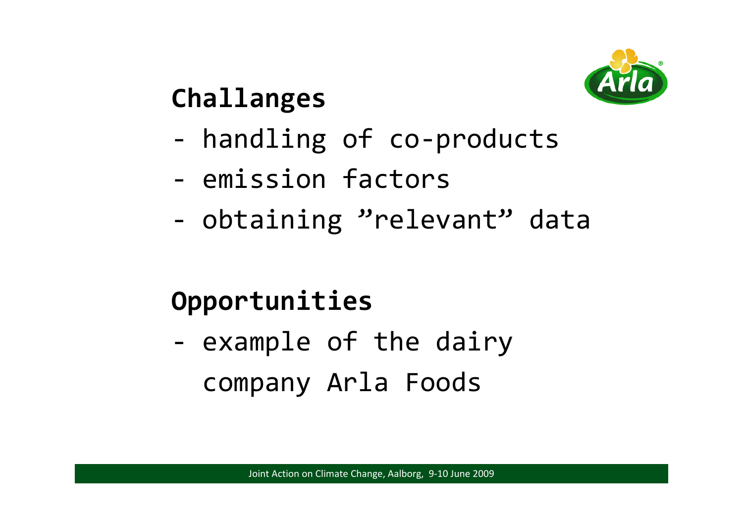## Challanges

- handling of co-products
- emission factors
- obtaining ”relevant” data

## Opportunities

- example of the dairy company Arla Foods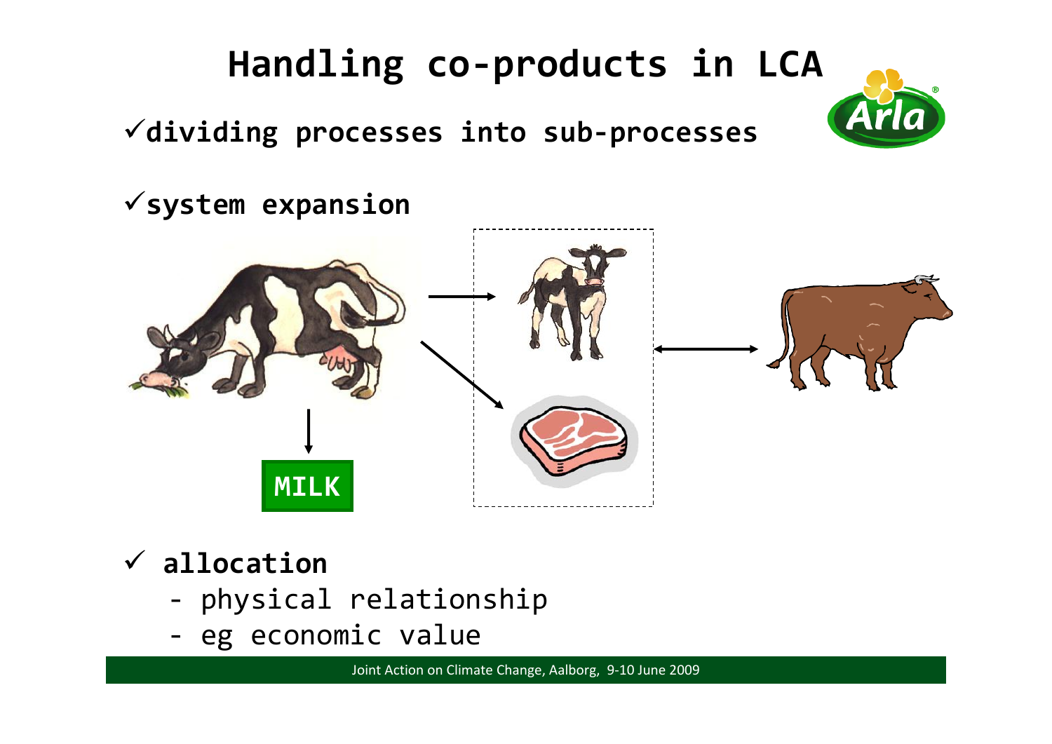# Handling co-products in LCA

- ✓ **dividing processes into sub-processes**
- ✓ **system expansion**

MILK

- ✓ **allocation**
  - physical relationship
  - eg economic value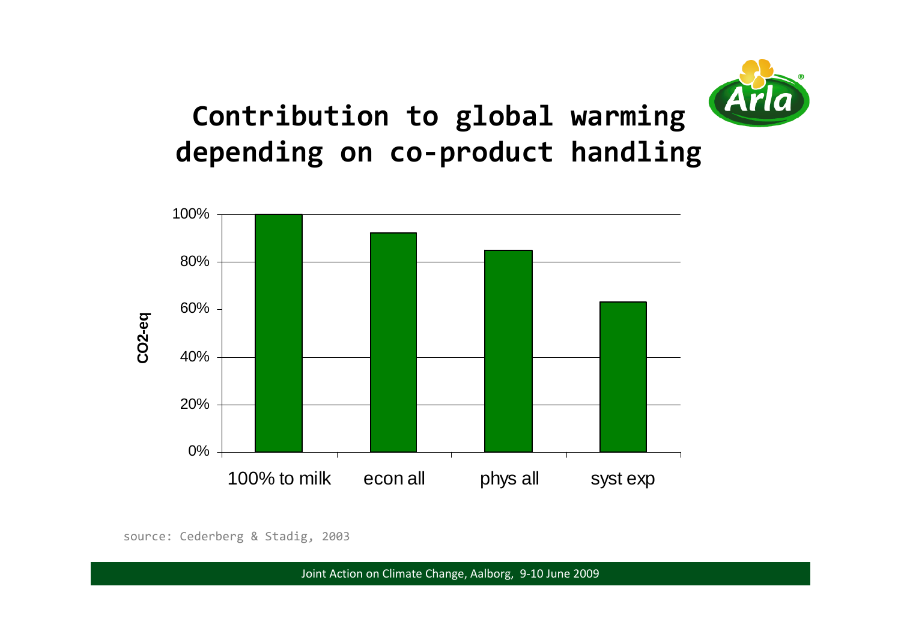# Contribution to global warming depending on co-product handling

| | CO2-eq |
|---|---|
| 100% to milk | 100% |
| econ all | ~92% |
| phys all | ~85% |
| syst exp | ~63% |

source: Cederberg & Stadig, 2003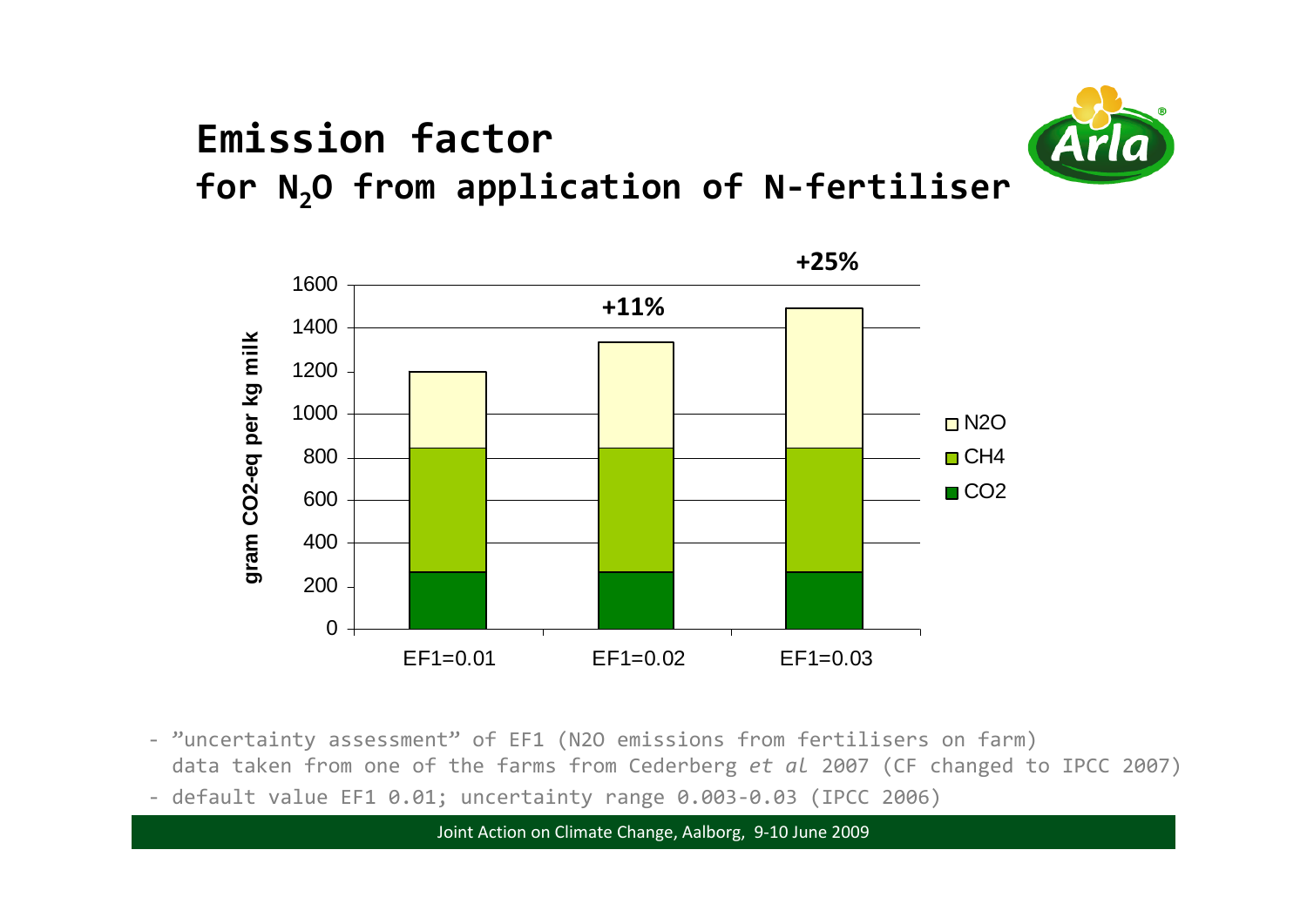# Emission factor

## for $N_2O$ from application of N-fertiliser

| | CO2 | CH4 | N2O | Total | Change |
|---|---|---|---|---|---|
| EF1=0.01 | ~265 | ~580 | ~355 | ~1200 | |
| EF1=0.02 | ~265 | ~580 | ~495 | ~1340 | +11% |
| EF1=0.03 | ~265 | ~580 | ~645 | ~1490 | +25% |

*gram CO2-eq per kg milk (values approximate, read from chart)*

- "uncertainty assessment" of EF1 (N2O emissions from fertilisers on farm) data taken from one of the farms from Cederberg *et al* 2007 (CF changed to IPCC 2007)
- default value EF1 0.01; uncertainty range 0.003-0.03 (IPCC 2006)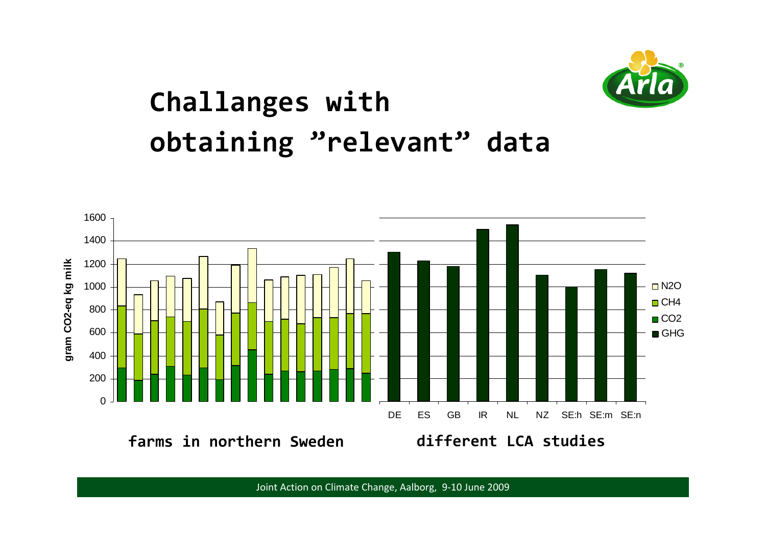# Challanges with obtaining ”relevant” data

gram CO2-eq kg milk

N2O
CH4
CO2
GHG

DE ES GB IR NL NZ SE:h SE:m SE:n

**farms in northern Sweden**

**different LCA studies**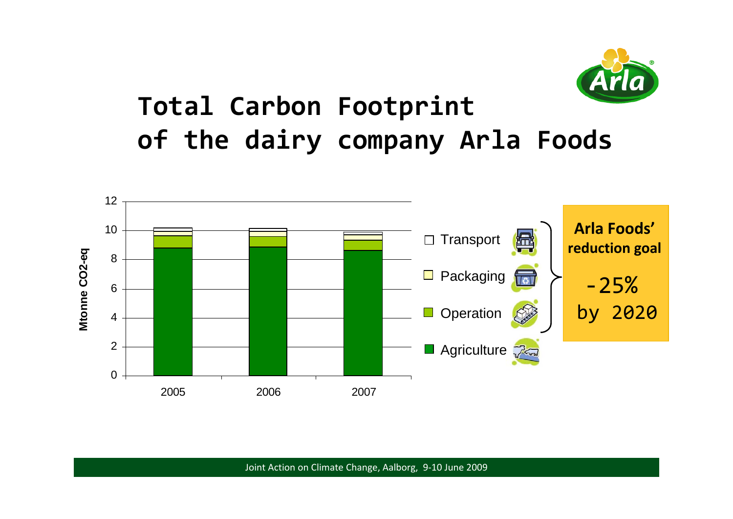# Total Carbon Footprint of the dairy company Arla Foods

12
10
8
6
4
2
0

Mtonne CO2-eq

2005 2006 2007

- Transport
- Packaging
- Operation
- Agriculture

**Arla Foods' reduction goal**

-25% by 2020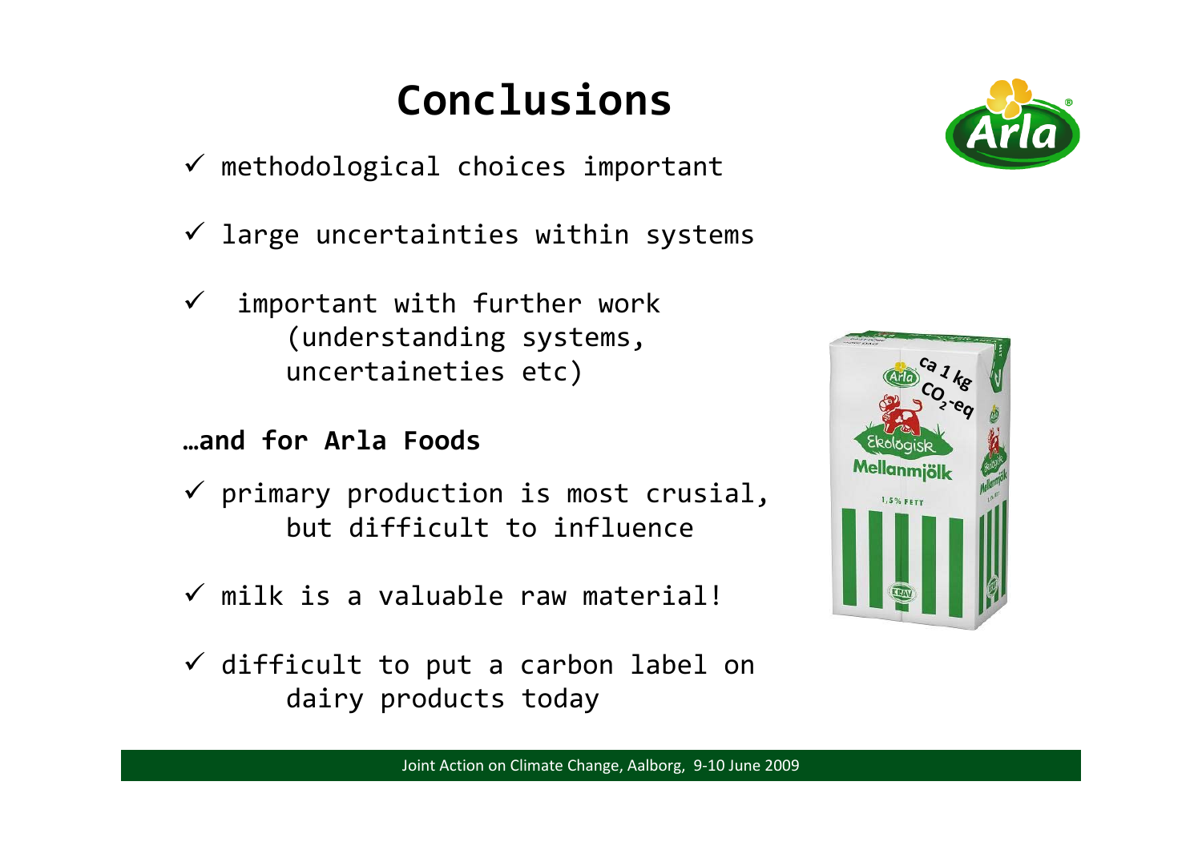# Conclusions

- ✓ methodological choices important
- ✓ large uncertainties within systems
- ✓ important with further work (understanding systems, uncertaineties etc)

**…and for Arla Foods**

- ✓ primary production is most crusial, but difficult to influence
- ✓ milk is a valuable raw material!
- ✓ difficult to put a carbon label on dairy products today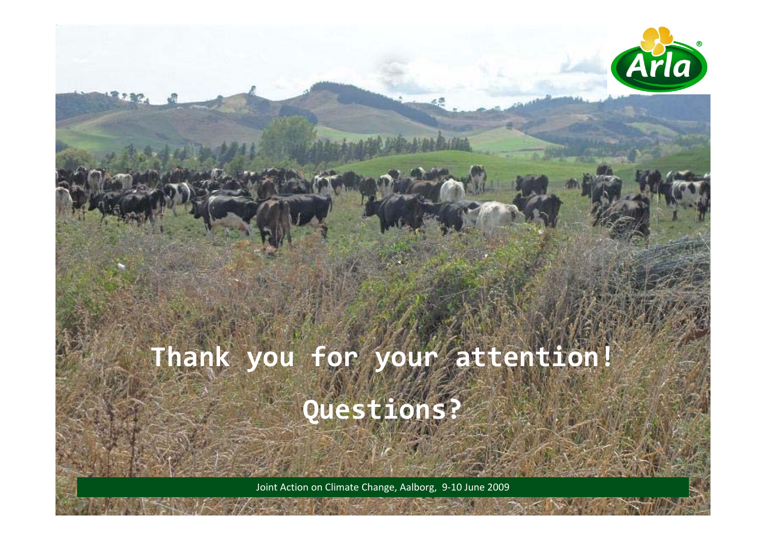Thank you for your attention!

Questions?